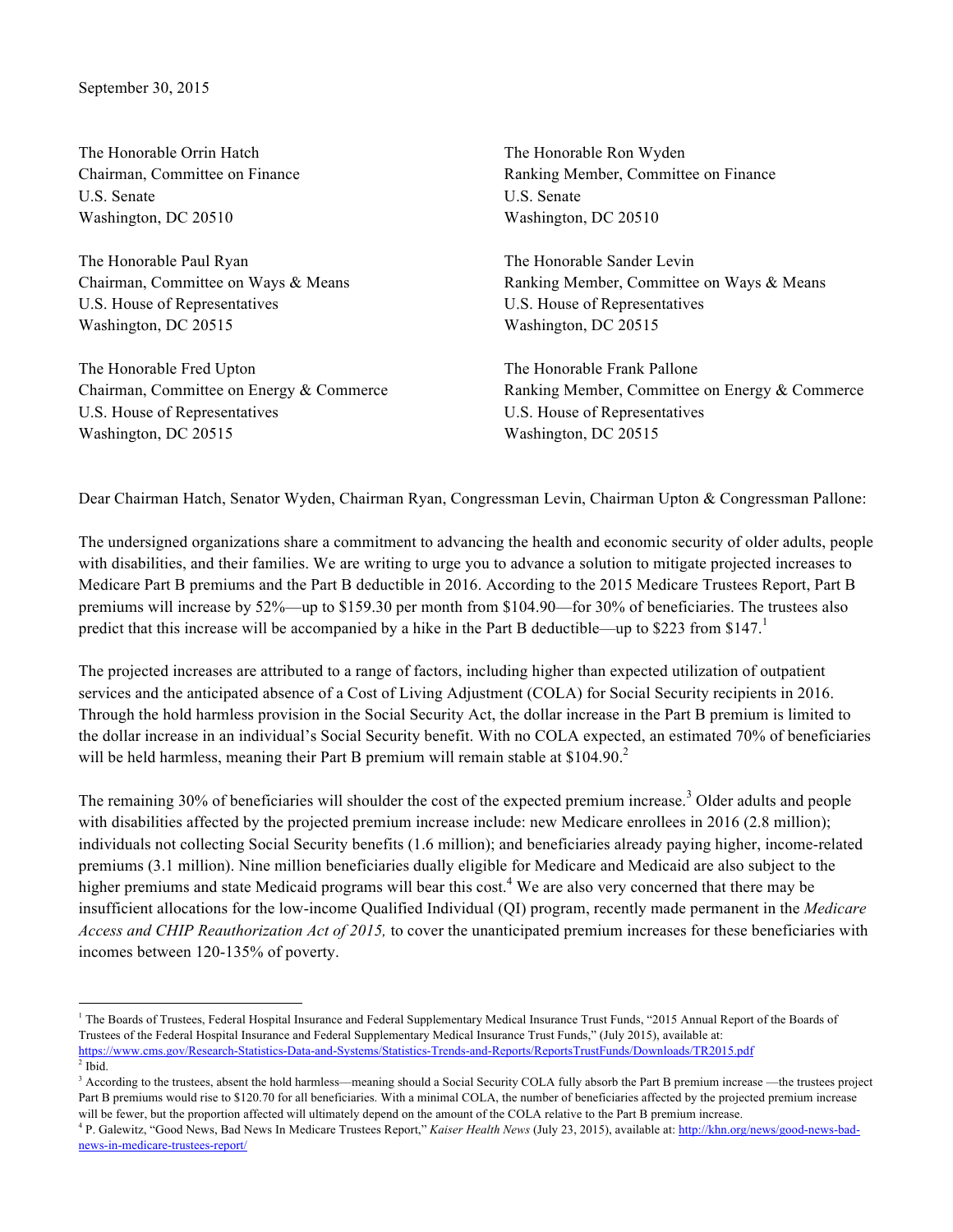September 30, 2015

The Honorable Orrin Hatch
Chairman, Committee on Finance
U.S. Senate
Washington, DC 20510

The Honorable Ron Wyden
Ranking Member, Committee on Finance
U.S. Senate
Washington, DC 20510

The Honorable Paul Ryan
Chairman, Committee on Ways & Means
U.S. House of Representatives
Washington, DC 20515

The Honorable Sander Levin
Ranking Member, Committee on Ways & Means
U.S. House of Representatives
Washington, DC 20515

The Honorable Fred Upton
Chairman, Committee on Energy & Commerce
U.S. House of Representatives
Washington, DC 20515

The Honorable Frank Pallone
Ranking Member, Committee on Energy & Commerce
U.S. House of Representatives
Washington, DC 20515

Dear Chairman Hatch, Senator Wyden, Chairman Ryan, Congressman Levin, Chairman Upton & Congressman Pallone:

The undersigned organizations share a commitment to advancing the health and economic security of older adults, people with disabilities, and their families. We are writing to urge you to advance a solution to mitigate projected increases to Medicare Part B premiums and the Part B deductible in 2016. According to the 2015 Medicare Trustees Report, Part B premiums will increase by 52%—up to $159.30 per month from $104.90—for 30% of beneficiaries. The trustees also predict that this increase will be accompanied by a hike in the Part B deductible—up to $223 from $147.[1]

The projected increases are attributed to a range of factors, including higher than expected utilization of outpatient services and the anticipated absence of a Cost of Living Adjustment (COLA) for Social Security recipients in 2016. Through the hold harmless provision in the Social Security Act, the dollar increase in the Part B premium is limited to the dollar increase in an individual's Social Security benefit. With no COLA expected, an estimated 70% of beneficiaries will be held harmless, meaning their Part B premium will remain stable at $104.90.[2]

The remaining 30% of beneficiaries will shoulder the cost of the expected premium increase.[3] Older adults and people with disabilities affected by the projected premium increase include: new Medicare enrollees in 2016 (2.8 million); individuals not collecting Social Security benefits (1.6 million); and beneficiaries already paying higher, income-related premiums (3.1 million). Nine million beneficiaries dually eligible for Medicare and Medicaid are also subject to the higher premiums and state Medicaid programs will bear this cost.[4] We are also very concerned that there may be insufficient allocations for the low-income Qualified Individual (QI) program, recently made permanent in the *Medicare Access and CHIP Reauthorization Act of 2015,* to cover the unanticipated premium increases for these beneficiaries with incomes between 120-135% of poverty.

---

[1] The Boards of Trustees, Federal Hospital Insurance and Federal Supplementary Medical Insurance Trust Funds, "2015 Annual Report of the Boards of Trustees of the Federal Hospital Insurance and Federal Supplementary Medical Insurance Trust Funds," (July 2015), available at: https://www.cms.gov/Research-Statistics-Data-and-Systems/Statistics-Trends-and-Reports/ReportsTrustFunds/Downloads/TR2015.pdf

[2] Ibid.

[3] According to the trustees, absent the hold harmless—meaning should a Social Security COLA fully absorb the Part B premium increase —the trustees project Part B premiums would rise to $120.70 for all beneficiaries. With a minimal COLA, the number of beneficiaries affected by the projected premium increase will be fewer, but the proportion affected will ultimately depend on the amount of the COLA relative to the Part B premium increase.

[4] P. Galewitz, "Good News, Bad News In Medicare Trustees Report," *Kaiser Health News* (July 23, 2015), available at: http://khn.org/news/good-news-bad-news-in-medicare-trustees-report/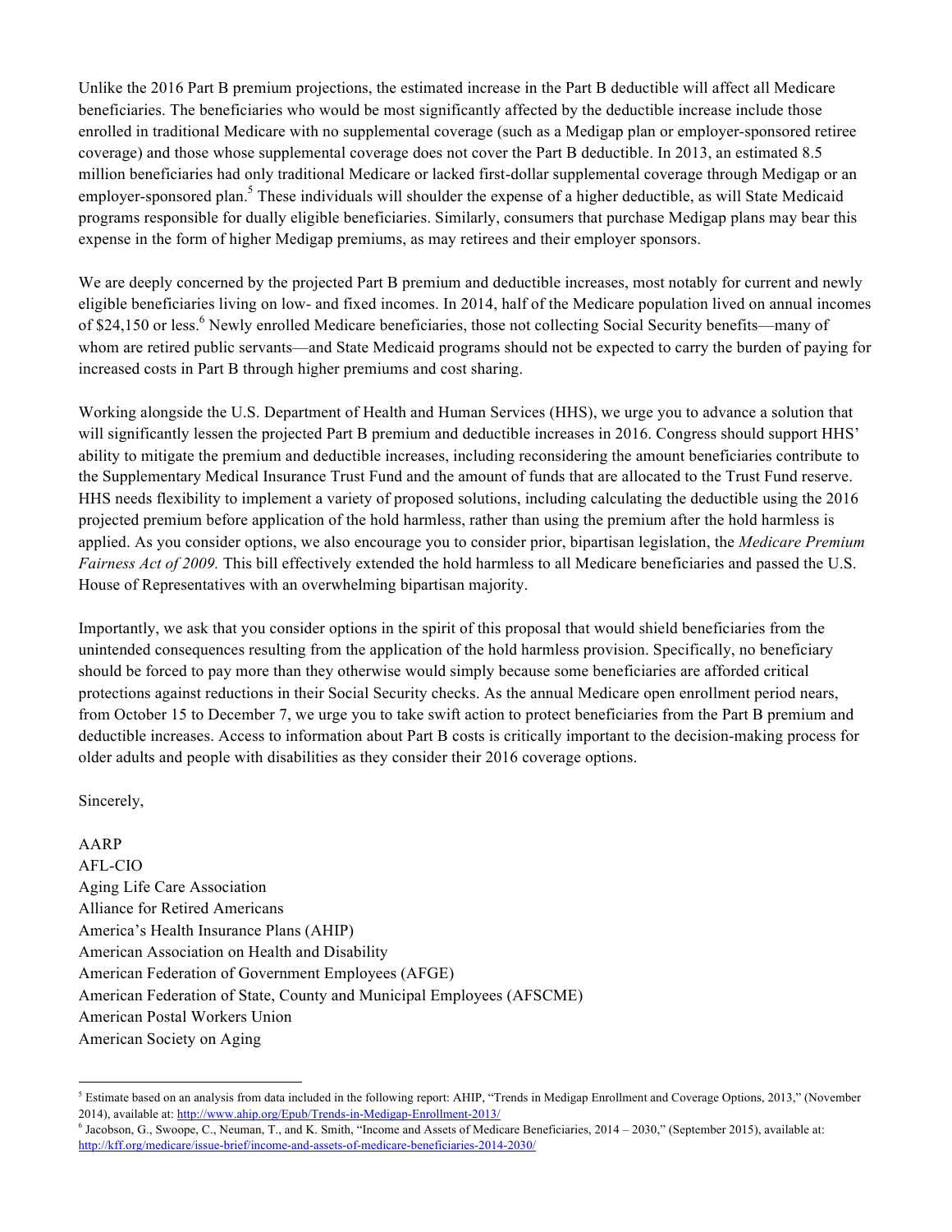Unlike the 2016 Part B premium projections, the estimated increase in the Part B deductible will affect all Medicare beneficiaries. The beneficiaries who would be most significantly affected by the deductible increase include those enrolled in traditional Medicare with no supplemental coverage (such as a Medigap plan or employer-sponsored retiree coverage) and those whose supplemental coverage does not cover the Part B deductible. In 2013, an estimated 8.5 million beneficiaries had only traditional Medicare or lacked first-dollar supplemental coverage through Medigap or an employer-sponsored plan.[5] These individuals will shoulder the expense of a higher deductible, as will State Medicaid programs responsible for dually eligible beneficiaries. Similarly, consumers that purchase Medigap plans may bear this expense in the form of higher Medigap premiums, as may retirees and their employer sponsors.

We are deeply concerned by the projected Part B premium and deductible increases, most notably for current and newly eligible beneficiaries living on low- and fixed incomes. In 2014, half of the Medicare population lived on annual incomes of $24,150 or less.[6] Newly enrolled Medicare beneficiaries, those not collecting Social Security benefits—many of whom are retired public servants—and State Medicaid programs should not be expected to carry the burden of paying for increased costs in Part B through higher premiums and cost sharing.

Working alongside the U.S. Department of Health and Human Services (HHS), we urge you to advance a solution that will significantly lessen the projected Part B premium and deductible increases in 2016. Congress should support HHS' ability to mitigate the premium and deductible increases, including reconsidering the amount beneficiaries contribute to the Supplementary Medical Insurance Trust Fund and the amount of funds that are allocated to the Trust Fund reserve. HHS needs flexibility to implement a variety of proposed solutions, including calculating the deductible using the 2016 projected premium before application of the hold harmless, rather than using the premium after the hold harmless is applied. As you consider options, we also encourage you to consider prior, bipartisan legislation, the *Medicare Premium Fairness Act of 2009.* This bill effectively extended the hold harmless to all Medicare beneficiaries and passed the U.S. House of Representatives with an overwhelming bipartisan majority.

Importantly, we ask that you consider options in the spirit of this proposal that would shield beneficiaries from the unintended consequences resulting from the application of the hold harmless provision. Specifically, no beneficiary should be forced to pay more than they otherwise would simply because some beneficiaries are afforded critical protections against reductions in their Social Security checks. As the annual Medicare open enrollment period nears, from October 15 to December 7, we urge you to take swift action to protect beneficiaries from the Part B premium and deductible increases. Access to information about Part B costs is critically important to the decision-making process for older adults and people with disabilities as they consider their 2016 coverage options.

Sincerely,

AARP
AFL-CIO
Aging Life Care Association
Alliance for Retired Americans
America's Health Insurance Plans (AHIP)
American Association on Health and Disability
American Federation of Government Employees (AFGE)
American Federation of State, County and Municipal Employees (AFSCME)
American Postal Workers Union
American Society on Aging

---

[5] Estimate based on an analysis from data included in the following report: AHIP, "Trends in Medigap Enrollment and Coverage Options, 2013," (November 2014), available at: http://www.ahip.org/Epub/Trends-in-Medigap-Enrollment-2013/

[6] Jacobson, G., Swoope, C., Neuman, T., and K. Smith, "Income and Assets of Medicare Beneficiaries, 2014 – 2030," (September 2015), available at: http://kff.org/medicare/issue-brief/income-and-assets-of-medicare-beneficiaries-2014-2030/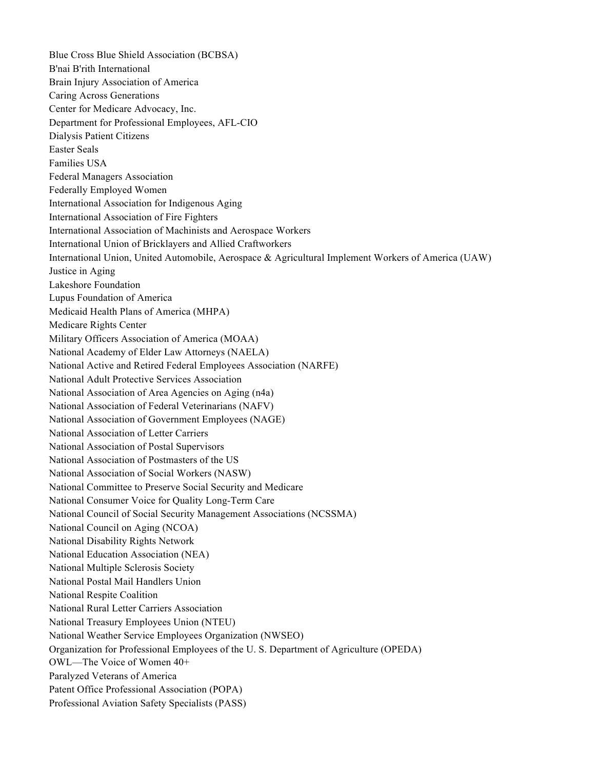Blue Cross Blue Shield Association (BCBSA)
B'nai B'rith International
Brain Injury Association of America
Caring Across Generations
Center for Medicare Advocacy, Inc.
Department for Professional Employees, AFL-CIO
Dialysis Patient Citizens
Easter Seals
Families USA
Federal Managers Association
Federally Employed Women
International Association for Indigenous Aging
International Association of Fire Fighters
International Association of Machinists and Aerospace Workers
International Union of Bricklayers and Allied Craftworkers
International Union, United Automobile, Aerospace & Agricultural Implement Workers of America (UAW)
Justice in Aging
Lakeshore Foundation
Lupus Foundation of America
Medicaid Health Plans of America (MHPA)
Medicare Rights Center
Military Officers Association of America (MOAA)
National Academy of Elder Law Attorneys (NAELA)
National Active and Retired Federal Employees Association (NARFE)
National Adult Protective Services Association
National Association of Area Agencies on Aging (n4a)
National Association of Federal Veterinarians (NAFV)
National Association of Government Employees (NAGE)
National Association of Letter Carriers
National Association of Postal Supervisors
National Association of Postmasters of the US
National Association of Social Workers (NASW)
National Committee to Preserve Social Security and Medicare
National Consumer Voice for Quality Long-Term Care
National Council of Social Security Management Associations (NCSSMA)
National Council on Aging (NCOA)
National Disability Rights Network
National Education Association (NEA)
National Multiple Sclerosis Society
National Postal Mail Handlers Union
National Respite Coalition
National Rural Letter Carriers Association
National Treasury Employees Union (NTEU)
National Weather Service Employees Organization (NWSEO)
Organization for Professional Employees of the U. S. Department of Agriculture (OPEDA)
OWL—The Voice of Women 40+
Paralyzed Veterans of America
Patent Office Professional Association (POPA)
Professional Aviation Safety Specialists (PASS)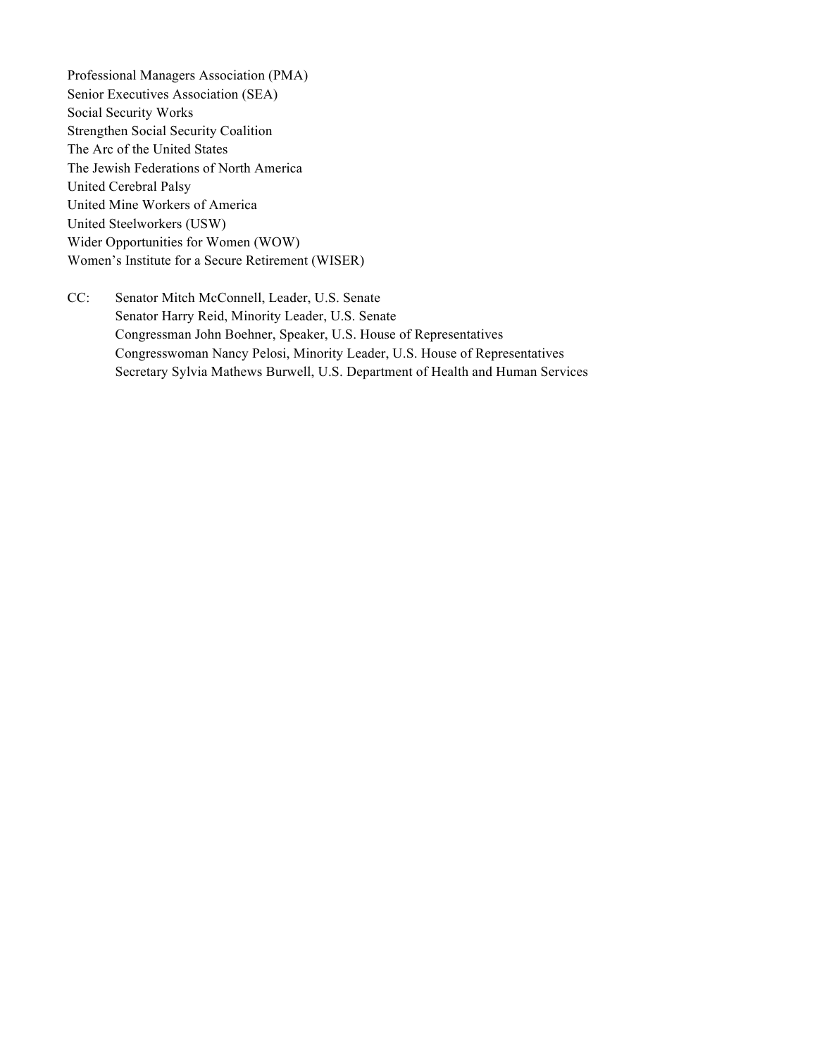Professional Managers Association (PMA)
Senior Executives Association (SEA)
Social Security Works
Strengthen Social Security Coalition
The Arc of the United States
The Jewish Federations of North America
United Cerebral Palsy
United Mine Workers of America
United Steelworkers (USW)
Wider Opportunities for Women (WOW)
Women's Institute for a Secure Retirement (WISER)

CC: Senator Mitch McConnell, Leader, U.S. Senate
Senator Harry Reid, Minority Leader, U.S. Senate
Congressman John Boehner, Speaker, U.S. House of Representatives
Congresswoman Nancy Pelosi, Minority Leader, U.S. House of Representatives
Secretary Sylvia Mathews Burwell, U.S. Department of Health and Human Services